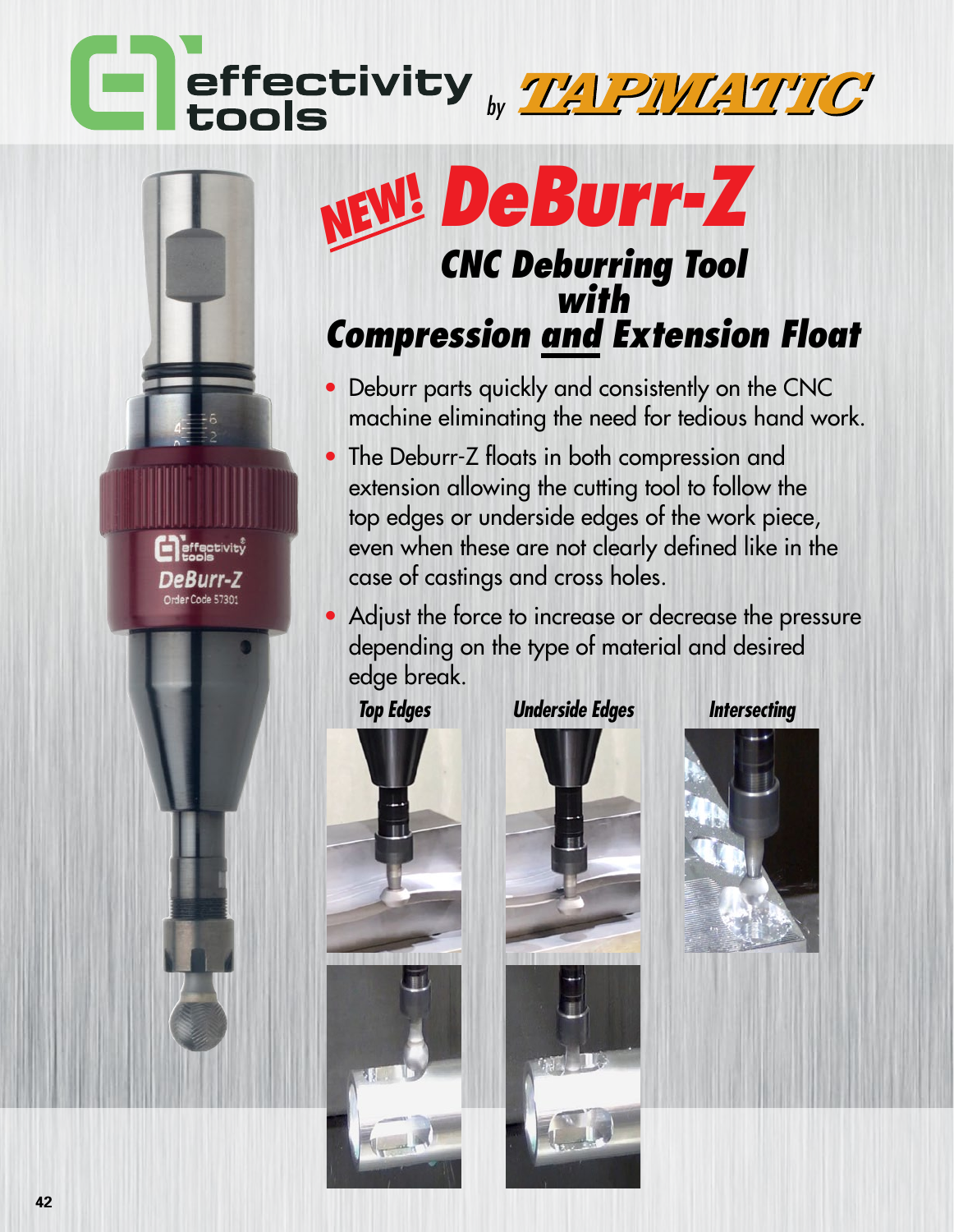effectivity tools *by* TAPMATIC

# NEW! DeBurr-Z

## CNC Deburring Tool with Compression and Extension Float

- Deburr parts quickly and consistently on the CNC machine eliminating the need for tedious hand work.
- The Deburr-Z floats in both compression and extension allowing the cutting tool to follow the top edges or underside edges of the work piece, even when these are not clearly defined like in the case of castings and cross holes.
- Adjust the force to increase or decrease the pressure depending on the type of material and desired edge break.

**Top Edges** **Underside Edges** **Intersecting**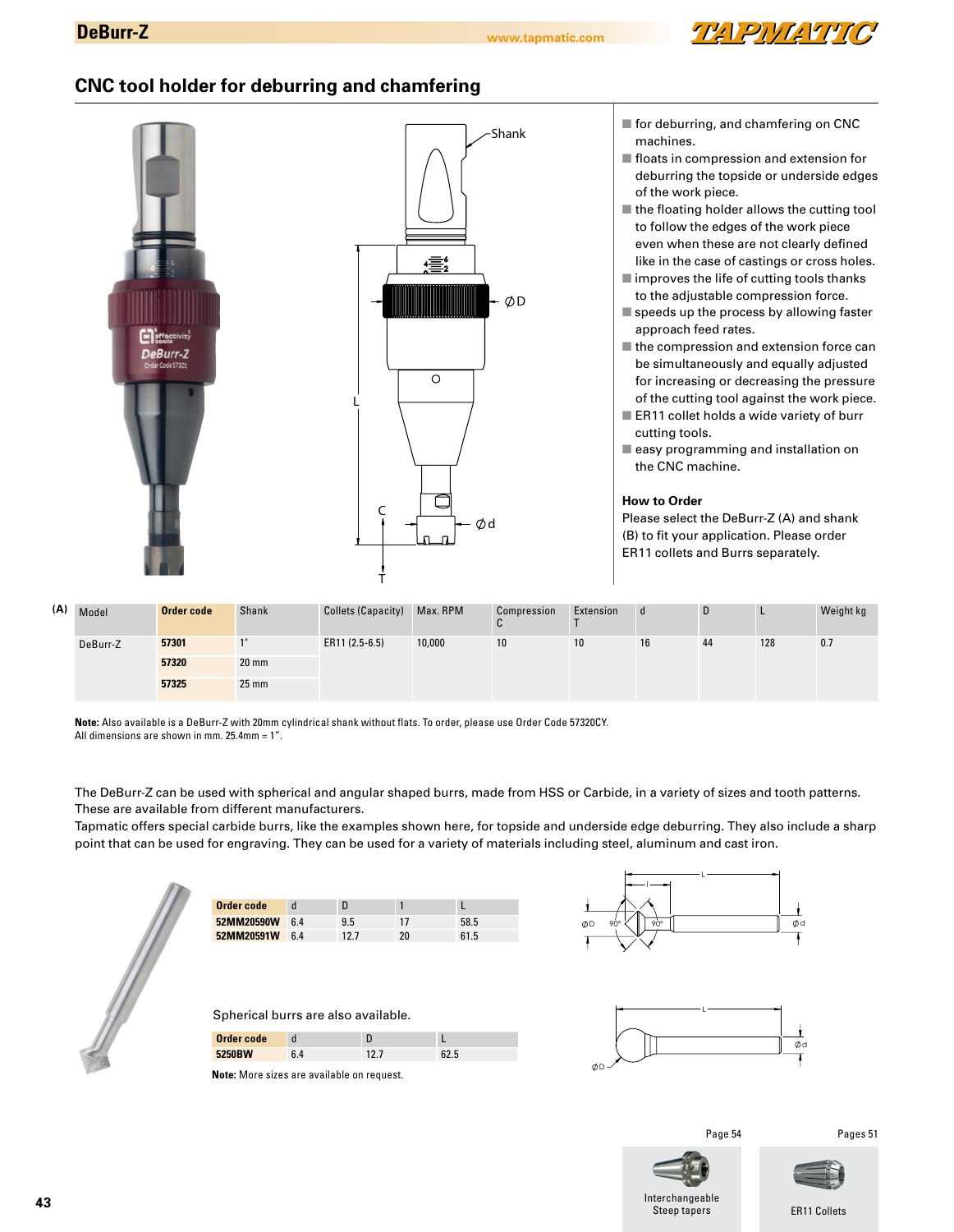# DeBurr-Z

## CNC tool holder for deburring and chamfering

Shank

ØD

L

C

Ød

T

- for deburring, and chamfering on CNC machines.
- floats in compression and extension for deburring the topside or underside edges of the work piece.
- the floating holder allows the cutting tool to follow the edges of the work piece even when these are not clearly defined like in the case of castings or cross holes.
- improves the life of cutting tools thanks to the adjustable compression force.
- speeds up the process by allowing faster approach feed rates.
- the compression and extension force can be simultaneously and equally adjusted for increasing or decreasing the pressure of the cutting tool against the work piece.
- ER11 collet holds a wide variety of burr cutting tools.
- easy programming and installation on the CNC machine.

**How to Order**

Please select the DeBurr-Z (A) and shank (B) to fit your application. Please order ER11 collets and Burrs separately.

**(A)**

| Model | Order code | Shank | Collets (Capacity) | Max. RPM | Compression C | Extension T | d | D | L | Weight kg |
|---|---|---|---|---|---|---|---|---|---|---|
| DeBurr-Z | **57301** | 1" | ER11 (2.5-6.5) | 10,000 | 10 | 10 | 16 | 44 | 128 | 0.7 |
| | **57320** | 20 mm | | | | | | | | |
| | **57325** | 25 mm | | | | | | | | |

**Note:** Also available is a DeBurr-Z with 20mm cylindrical shank without flats. To order, please use Order Code 57320CY.
All dimensions are shown in mm. 25.4mm = 1".

The DeBurr-Z can be used with spherical and angular shaped burrs, made from HSS or Carbide, in a variety of sizes and tooth patterns. These are available from different manufacturers.
Tapmatic offers special carbide burrs, like the examples shown here, for topside and underside edge deburring. They also include a sharp point that can be used for engraving. They can be used for a variety of materials including steel, aluminum and cast iron.

| Order code | d | D | l | L |
|---|---|---|---|---|
| **52MM20590W** | 6.4 | 9.5 | 17 | 58.5 |
| **52MM20591W** | 6.4 | 12.7 | 20 | 61.5 |

L
l
ØD 90° 90°
Ød

Spherical burrs are also available.

| Order code | d | D | L |
|---|---|---|---|
| **5250BW** | 6.4 | 12.7 | 62.5 |

**Note:** More sizes are available on request.

L
Ød
ØD

Page 54
Interchangeable Steep tapers

Pages 51
ER11 Collets